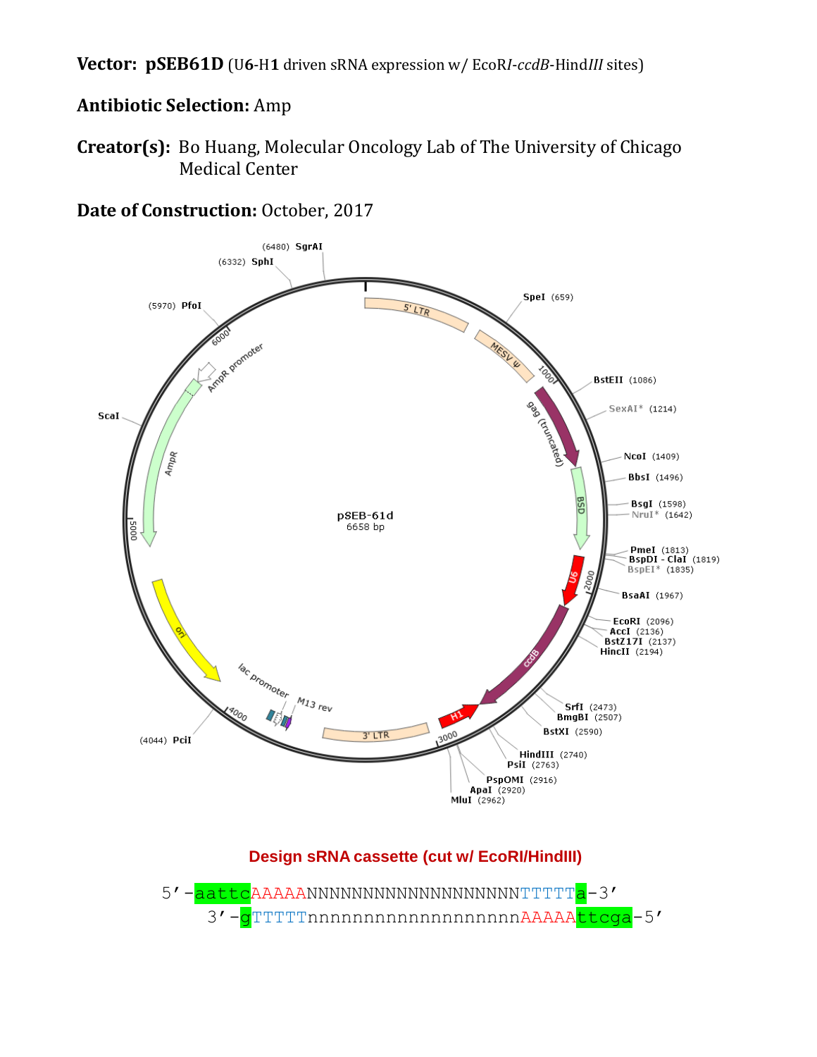**Vector: pSEB61D** (U**6**-H**1** driven sRNA expression w/ EcoR*I*-*ccdB*-Hind*III* sites)

**Antibiotic Selection:** Amp

**Creator(s):** Bo Huang, Molecular Oncology Lab of The University of Chicago Medical Center

**Date of Construction:** October, 2017

pSEB-61d
6658 bp

5' LTR
MESV ψ
gag (truncated)
BSD
U6
ccdB
H1
3' LTR
lac promoter
M13 rev
ori
AmpR
AmpR promoter

SpeI (659)
BstEII (1086)
SexAI* (1214)
NcoI (1409)
BbsI (1496)
BsgI (1598)
NruI* (1642)
PmeI (1813)
BspDI - ClaI (1819)
BspEI* (1835)
BsaAI (1967)
EcoRI (2096)
AccI (2136)
BstZ17I (2137)
HincII (2194)
SrfI (2473)
BmgBI (2507)
BstXI (2590)
HindIII (2740)
PsiI (2763)
PspOMI (2916)
ApaI (2920)
MluI (2962)
(4044) PciI
ScaI
(5970) PfoI
(6332) SphI
(6480) SgrAI

1000
2000
3000
4000
5000
6000

## Design sRNA cassette (cut w/ EcoRI/HindIII)

```
5’-aattcAAAAANNNNNNNNNNNNNNNNNNNTTTTTa-3’
    3’-gTTTTTnnnnnnnnnnnnnnnnnnnAAAAAttcga-5’
```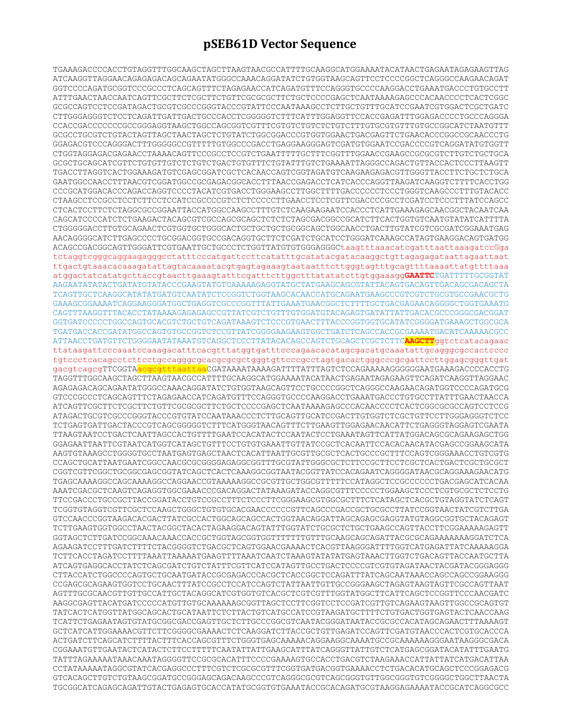# pSEB61D Vector Sequence

```
TGAAAGACCCCACCTGTAGGTTTGGCAAGCTAGCTTAAGTAACGCCATTTTGCAAGGCATGGAAAATACATAACTGAGAATAGAGAAGTTAG
ATCAAGGTTAGGAACAGAGAGACAGCAGAATATGGGCCAAACAGGATATCTGTGGTAAGCAGTTCCTCCCCGGCTCAGGGCCAAGAACAGAT
GGTCCCCAGATGCGGTCCCGCCCTCAGCAGTTTCTAGAGAACCATCAGATGTTTCCAGGGTGCCCCAAGGACCTGAAATGACCCTGTGCCTT
ATTTGAACTAACCAATCAGTTCGCTTCTCGCTTCTGTTCGCGCGCTTCTGCTCCCCGAGCTCAATAAAAGAGCCCACAACCCCTCACTCGGC
GCGCCAGTCCTCCGATAGACTGCGTCGCCCGGGTACCCGTATTCCCAATAAAGCCTCTTGCTGTTTGCATCCGAATCGTGGACTCGCTGATC
CTTGGGAGGGTCTCCTCAGATTGATTGACTGCCCACCTCGGGGGTCTTTCATTTGGAGGTTCCACCGAGATTTGGAGACCCCTGCCCAGGGA
CCACCGACCCCCCCGCCGGGAGGTAAGCTGGCCAGCGGTCGTTTCGTGTCTGTCTCTGTCTTTGTGCGTGTTTGTGCCGGCATCTAATGTTT
GCGCCTGCGTCTGTACTAGTTAGCTAACTAGCTCTGTATCTGGCGGACCCGTGGTGGAACTGACGAGTTCTGAACACCCGGCCGCAACCCTG
GGAGACGTCCCAGGGACTTTGGGGGCCGTTTTTGTGGCCCGACCTGAGGAAGGGAGTCGATGTGGAATCCGACCCCGTCAGGATATGTGGTT
CTGGTAGGAGACGAGAACCTAAAACAGTTCCCGCCTCCGTCTGAATTTTTGCTTTCGGTTTGGAACCGAAGCCGCGCGTCTTGTCTGCTGCA
GCGCTGCAGCATCGTTCTGTGTTGTCTCTGTCTGACTGTGTTTCTGTATTTGTCTGAAAATTAGGGCCAGACTGTTACCACTCCCTTAAGTT
TGACCTTAGGTCACTGGAAAGATGTCGAGCGGATCGCTCACAACCAGTCGGTAGATGTCAAGAAGAGACGTTGGGTTACCTTCTGCTCTGCA
GAATGGCCAACCTTTAACGTCGGATGGCCGCGAGACGGCACCTTTAACCGAGACCTCATCACCCAGGTTAAGATCAAGGTCTTTTCACCTGG
CCCGCATGGACACCCAGACCAGGTCCCCTACATCGTGACCTGGGAAGCCTTGGCTTTTGACCCCCCTCCCTGGGTCAAGCCCTTTGTACACC
CTAAGCCTCCGCCTCCTCTTCCTCCATCCGCCCCGTCTCTCCCCCTTGAACCTCCTCGTTCGACCCCGCCTCGATCCTCCCTTTATCCAGCC
CTCACTCCTTCTCTAGGCGCCGGAATTACCATGGCCAAGCCTTTGTCTCAAGAAGAATCCACCCTCATTGAAAGAGCAACGGCTACAATCAA
CAGCATCCCCATCTCTGAAGACTACAGCGTCGCCAGCGCAGCTCTCTCTAGCGACGGCCGCATCTTCACTGGTGTCAATGTATATCATTTTA
CTGGGGGACCTTGTGCAGAACTCGTGGTGCTGGGCACTGCTGCTGCTGCGGCAGCTGGCAACCTGACTTGTATCGTCGCGATCGGAAATGAG
AACAGGGGCATCTTGAGCCCCTGCGGACGGTGCCGACAGGTGCTTCTCGATCTGCATCCTGGGATCAAAGCCATAGTGAAGGACAGTGATGG
ACAGCCGACGGCAGTTGGGATTCGTGAATTGCTGCCCTCTGGTTATGGTGTGGGAGGGCtaagtttaaacatcgatttaattaaatgtcGga
tctaggtcgggcaggaagagggcctatttcccatgattccttcatatttgcatatacgatacaaggctgttagagagataattagaattaat
ttgactgtaaacacaaagatattagtacaaaatacgtgagtagaaagtaataatttcttgggtagtttgcagttttaaaattatgttttaaa
atggactatcatatgcttaccgtaacttgaaagtatttcgatttcttggctttatatatcttgtggaaaggGAATTCTGATTTTTGCGGTAT
AAGAATATATACTGATATGTATACCCGAAGTATGTCAAAAAGAGGTATGCTATGAAGCAGCGTATTACAGTGACAGTTGACAGCGACAGCTA
TCAGTTGCTCAAGGCATATATGATGTCAATATCTCCGGTCTGGTAAGCACAACCATGCAGAATGAAGCCCGTCGTCTGCGTGCCGAACGCTG
GAAAGCGGAAAATCAGGAAGGGATGGCTGAGGTCGCCCGGTTTATTGAAATGAACGGCTCTTTTGCTGACGAGAACAGGGGCTGGTGAAATG
CAGTTTAAGGTTTACACCTATAAAAGAGAGAGCCGTTATCGTCTGTTTGTGGATGTACAGAGTGATATTATTGACACGCCCGGGCGACGGAT
GGTGATCCCCCTGGCCAGTGCACGTCTGCTGTCAGATAAAGTCTCCCGTGAACTTTACCCGGTGGTGCATATCGGGGATGAAAGCTGGCGCA
TGATGACCACCGATATGGCCAGTGTGCCGGTCTCCGTTATCGGGGAAGAAGTGGCTGATCTCAGCCACCGCGAAAATGACATCAAAAACGCC
ATTAACCTGATGTTCTGGGGAATATAAATGTCAGGCTCCCTTATACACAGCCAGTCTGCAGCTCGCTCTTCAAGCTTggtctcatacagaac
ttataagattcccaaatccaaagacatttcacgtttatggtgatttcccagaacacatagcgacatgcaaatattgcagggcgccactcccc
tgtccctcacagcctcttcctgccagggcgcacgcgcgctgggtgttcccgcctagtgacactgggcccgcgattccttggagcgggttgat
gacgtcagcgTTCGGTAacgcgtttaattaaCGATAAAATAAAAGATTTTATTTAGTCTCCAGAAAAAGGGGGGAATGAAAGACCCCACCTG
TAGGTTTGGCAAGCTAGCTTAAGTAACGCCATTTTGCAAGGCATGGAAAATACATAACTGAGAATAGAGAAGTTCAGATCAAGGTTAGGAAC
AGAGAGACAGCAGAATATGGGCCAAACAGGATATCTGTGGTAAGCAGTTCCTGCCCCGGCTCAGGGCCAAGAACAGATGGTCCCCAGATGCG
GTCCCGCCCTCAGCAGTTTCTAGAGAACCATCAGATGTTTCCAGGGTGCCCCAAGGACCTGAAATGACCCTGTGCCTTATTTGAACTAACCA
ATCAGTTCGCTTCTCGCTTCTGTTCGCGCGCTTCTGCTCCCCGAGCTCAATAAAAGAGCCCACAACCCCTCACTCGGCGCGCCAGTCCTCCG
ATAGACTGCGTCGCCCGGGTACCCGTGTATCCAATAAACCCTCTTGCAGTTGCATCCGACTTGTGGTCTCGCTGTTCCTTGGGAGGGTCTCC
TCTGAGTGATTGACTACCCGTCAGCGGGGGTCTTTCATGGGTAACAGTTTCTTGAAGTTGGAGAACAACATTCTGAGGGTAGGAGTCGAATA
TTAAGTAATCCTGACTCAATTAGCCACTGTTTTGAATCCACATACTCCAATACTCCTGAAATAGTTCATTATGGACAGCGCAGAAGAGCTGG
GGAGAATTAATTCGTAATCATGGTCATAGCTGTTTCCTGTGTGAAATTGTTATCCGCTCACAATTCCACACAACATACGAGCCGGAAGCATA
AAGTGTAAAGCCTGGGGTGCCTAATGAGTGAGCTAACTCACATTAATTGCGTTGCGCTCACTGCCCGCTTTCCAGTCGGGAAACCTGTCGTG
CCAGCTGCATTAATGAATCGGCCAACGCGCGGGGAGAGGCGGTTTGCGTATTGGGCGCTCTTCCGCTTCCTCGCTCACTGACTCGCTGCGCT
CGGTCGTTCGGCTGCGGCGAGCGGTATCAGCTCACTCAAAGGCGGTAATACGGTTATCCACAGAATCAGGGGATAACGCAGGAAAGAACATG
TGAGCAAAAGGCCAGCAAAAGGCCAGGAACCGTAAAAAGGCCGCGTTGCTGGCGTTTTTCCATAGGCTCCGCCCCCCTGACGAGCATCACAA
AAATCGACGCTCAAGTCAGAGGTGGCGAAACCCGACAGGACTATAAAGATACCAGGCGTTTCCCCCTGGAAGCTCCCTCGTGCGCTCTCCTG
TTCCGACCCTGCCGCTTACCGGATACCTGTCCGCCTTTCTCCCTTCGGGAAGCGTGGCGCTTTCTCATAGCTCACGCTGTAGGTATCTCAGT
TCGGTGTAGGTCGTTCGCTCCAAGCTGGGCTGTGTGCACGAACCCCCCGTTCAGCCCGACCGCTGCGCCTTATCCGGTAACTATCGTCTTGA
GTCCAACCCGGTAAGACACGACTTATCGCCACTGGCAGCAGCCACTGGTAACAGGATTAGCAGAGCGAGGTATGTAGGCGGTGCTACAGAGT
TCTTGAAGTGGTGGCCTAACTACGGCTACACTAGAAGGACAGTATTTGGTATCTGCGCTCTGCTGAAGCCAGTTACCTTCGGAAAAAGAGTT
GGTAGCTCTTGATCCGGCAAACAAACCACCGCTGGTAGCGGTGGTTTTTTTGTTTGCAAGCAGCAGATTACGCGCAGAAAAAAAGGATCTCA
AGAAGATCCTTTGATCTTTTCTACGGGGTCTGACGCTCAGTGGAACGAAAACTCACGTTAAGGGATTTTGGTCATGAGATTATCAAAAAGGA
TCTTCACCTAGATCCTTTTAAATTAAAAATGAAGTTTTAAATCAATCTAAAGTATATATGAGTAAACTTGGTCTGACAGTTACCAATGCTTA
ATCAGTGAGGCACCTATCTCAGCGATCTGTCTATTTCGTTCATCCATAGTTGCCTGACTCCCCGTCGTGTAGATAACTACGATACGGGAGGG
CTTACCATCTGGCCCCAGTGCTGCAATGATACCGCGAGACCCACGCTCACCGGCTCCAGATTTATCAGCAATAAACCAGCCAGCCGGAAGGG
CCGAGCGCAGAAGTGGTCCTGCAACTTTATCCGCCTCCATCCAGTCTATTAATTGTTGCCGGGAAGCTAGAGTAAGTAGTTCGCCAGTTAAT
AGTTTGCGCAACGTTGTTGCCATTGCTACAGGCATCGTGGTGTCACGCTCGTCGTTTGGTATGGCTTCATTCAGCTCCGGTTCCCAACGATC
AAGGCGAGTTACATGATCCCCCATGTTGTGCAAAAAAGCGGTTAGCTCCTTCGGTCCTCCGATCGTTGTCAGAAGTAAGTTGGCCGCAGTGT
TATCACTCATGGTTATGGCAGCACTGCATAATTCTCTTACTGTCATGCCATCCGTAAGATGCTTTTCTGTGACTGGTGAGTACTCAACCAAG
TCATTCTGAGAATAGTGTATGCGGCGACCGAGTTGCTCTTGCCCGGCGTCAATACGGGATAATACCGCGCCACATAGCAGAACTTTAAAAGT
GCTCATCATTGGAAAACGTTCTTCGGGGCGAAAACTCTCAAGGATCTTACCGCTGTTGAGATCCAGTTCGATGTAACCCACTCGTGCACCCA
ACTGATCTTCAGCATCTTTTACTTTCACCAGCGTTTCTGGGTGAGCAAAAACAGGAAGGCAAAATGCCGCAAAAAAGGGAATAAGGGCGACA
CGGAAATGTTGAATACTCATACTCTTCCTTTTTCAATATTATTGAAGCATTTATCAGGGTTATTGTCTCATGAGCGGATACATATTTGAATG
TATTTAGAAAAATAAACAAATAGGGGTTCCGCGCACATTTCCCCGAAAAGTGCCACCTGACGTCTAAGAAACCATTATTATCATGACATTAA
CCTATAAAAATAGGCGTATCACGAGGCCCTTTCGTCTCGCGCGTTTCGGTGATGACGGTGAAAACCTCTGACACATGCAGCTCCCGGAGACG
GTCACAGCTTGTCTGTAAGCGGATGCCGGGAGCAGACAAGCCCGTCAGGGCGCGTCAGCGGGTGTTGGCGGGTGTCGGGGCTGGCTTAACTA
TGCGGCATCAGAGCAGATTGTACTGAGAGTGCACCATATGCGGTGTGAAATACCGCACAGATGCGTAAGGAGAAAATACCGCATCAGGCGCC
```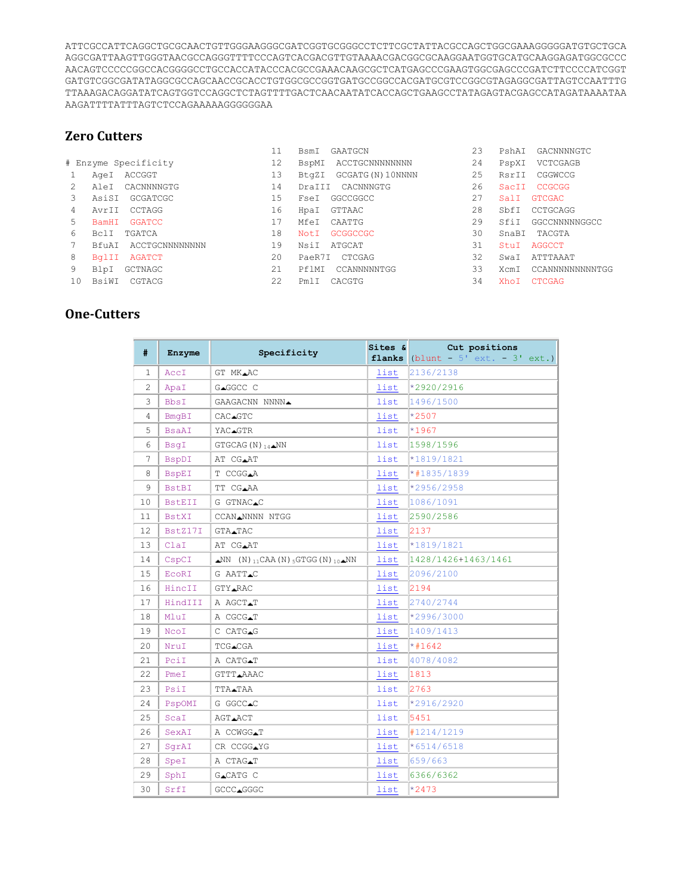ATTCGCCATTCAGGCTGCGCAACTGTTGGGAAGGGCGATCGGTGCGGGCCTCTTCGCTATTACGCCAGCTGGCGAAAGGGGGATGTGCTGCA
AGGCGATTAAGTTGGGTAACGCCAGGGTTTTCCCAGTCACGACGTTGTAAAACGACGGCGCAAGGAATGGTGCATGCAAGGAGATGGCGCCC
AACAGTCCCCCGGCCACGGGGCCTGCCACCATACCCACGCCGAAACAAGCGCTCATGAGCCCGAAGTGGCGAGCCCGATCTTCCCCATCGGT
GATGTCGGCGATATAGGCGCCAGCAACCGCACCTGTGGCGCCGGTGATGCCGGCCACGATGCGTCCGGCGTAGAGGCGATTAGTCCAATTTG
TTAAAGACAGGATATCAGTGGTCCAGGCTCTAGTTTTGACTCAACAATATCACCAGCTGAAGCCTATAGAGTACGAGCCATAGATAAAATAA
AAGATTTTATTTAGTCTCCAGAAAAAGGGGGGAA

## Zero Cutters

| # | Enzyme | Specificity |
|---|---|---|
| 1 | AgeI | ACCGGT |
| 2 | AleI | CACNNNNGTG |
| 3 | AsiSI | GCGATCGC |
| 4 | AvrII | CCTAGG |
| 5 | BamHI | GGATCC |
| 6 | BclI | TGATCA |
| 7 | BfuAI | ACCTGCNNNNNNNN |
| 8 | BglII | AGATCT |
| 9 | BlpI | GCTNAGC |
| 10 | BsiWI | CGTACG |
| 11 | BsmI | GAATGCN |
| 12 | BspMI | ACCTGCNNNNNNNN |
| 13 | BtgZI | GCGATG(N)10NNNN |
| 14 | DraIII | CACNNNGTG |
| 15 | FseI | GGCCGGCC |
| 16 | HpaI | GTTAAC |
| 17 | MfeI | CAATTG |
| 18 | NotI | GCGGCCGC |
| 19 | NsiI | ATGCAT |
| 20 | PaeR7I | CTCGAG |
| 21 | PflMI | CCANNNNNTGG |
| 22 | PmlI | CACGTG |
| 23 | PshAI | GACNNNNGTC |
| 24 | PspXI | VCTCGAGB |
| 25 | RsrII | CGGWCCG |
| 26 | SacII | CCGCGG |
| 27 | SalI | GTCGAC |
| 28 | SbfI | CCTGCAGG |
| 29 | SfiI | GGCCNNNNNGGCC |
| 30 | SnaBI | TACGTA |
| 31 | StuI | AGGCCT |
| 32 | SwaI | ATTTAAAT |
| 33 | XcmI | CCANNNNNNNNNTGG |
| 34 | XhoI | CTCGAG |

## One-Cutters

| # | Enzyme | Specificity | Sites & flanks | Cut positions (blunt - 5' ext. - 3' ext.) |
|---|---|---|---|---|
| 1 | AccI | GT MK▲AC | list | 2136/2138 |
| 2 | ApaI | G▲GGCC C | list | *2920/2916 |
| 3 | BbsI | GAAGACNN NNNN▲ | list | 1496/1500 |
| 4 | BmgBI | CAC▲GTC | list | *2507 |
| 5 | BsaAI | YAC▲GTR | list | *1967 |
| 6 | BsgI | GTGCAG(N)$_{14}$▲NN | list | 1598/1596 |
| 7 | BspDI | AT CG▲AT | list | *1819/1821 |
| 8 | BspEI | T CCGG▲A | list | *#1835/1839 |
| 9 | BstBI | TT CG▲AA | list | *2956/2958 |
| 10 | BstEII | G GTNAC▲C | list | 1086/1091 |
| 11 | BstXI | CCAN▲NNNN NTGG | list | 2590/2586 |
| 12 | BstZ17I | GTA▲TAC | list | 2137 |
| 13 | ClaI | AT CG▲AT | list | *1819/1821 |
| 14 | CspCI | ▲NN (N)$_{11}$CAA(N)$_{5}$GTGG(N)$_{10}$▲NN | list | 1428/1426+1463/1461 |
| 15 | EcoRI | G AATT▲C | list | 2096/2100 |
| 16 | HincII | GTY▲RAC | list | 2194 |
| 17 | HindIII | A AGCT▲T | list | 2740/2744 |
| 18 | MluI | A CGCG▲T | list | *2996/3000 |
| 19 | NcoI | C CATG▲G | list | 1409/1413 |
| 20 | NruI | TCG▲CGA | list | *#1642 |
| 21 | PciI | A CATG▲T | list | 4078/4082 |
| 22 | PmeI | GTTT▲AAAC | list | 1813 |
| 23 | PsiI | TTA▲TAA | list | 2763 |
| 24 | PspOMI | G GGCC▲C | list | *2916/2920 |
| 25 | ScaI | AGT▲ACT | list | 5451 |
| 26 | SexAI | A CCWGG▲T | list | #1214/1219 |
| 27 | SgrAI | CR CCGG▲YG | list | *6514/6518 |
| 28 | SpeI | A CTAG▲T | list | 659/663 |
| 29 | SphI | G▲CATG C | list | 6366/6362 |
| 30 | SrfI | GCCC▲GGGC | list | *2473 |